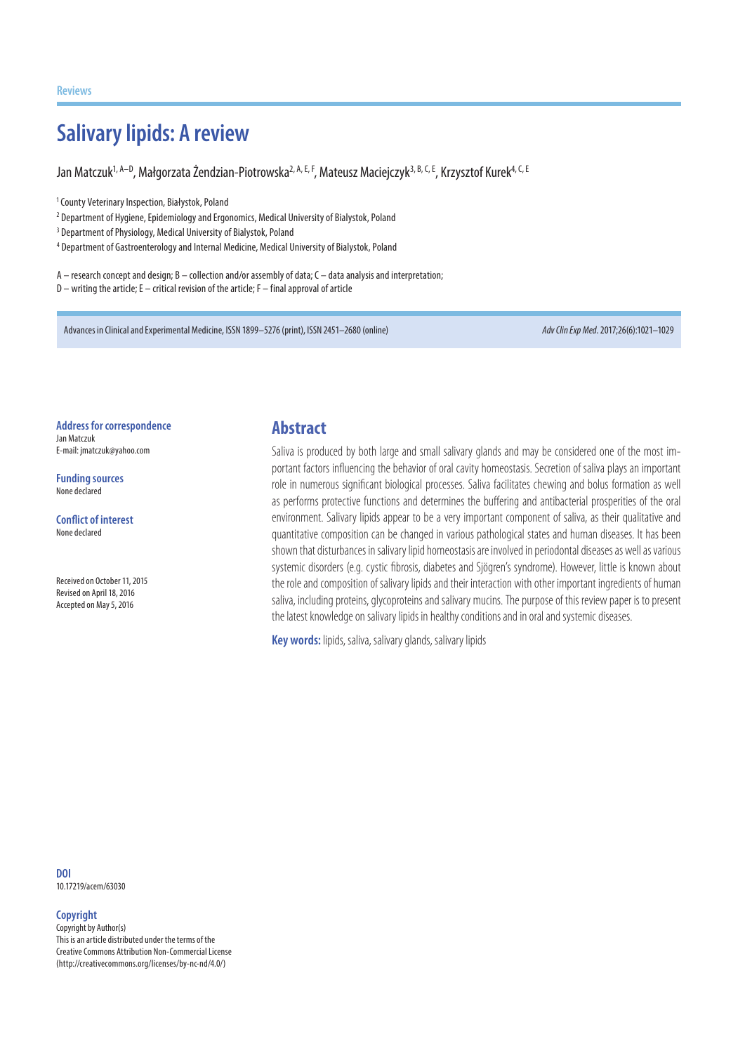Reviews

# Salivary lipids: A review

Jan Matczuk[1, A–D], Małgorzata Żendzian-Piotrowska[2, A, E, F], Mateusz Maciejczyk[3, B, C, E], Krzysztof Kurek[4, C, E]

[1] County Veterinary Inspection, Białystok, Poland

[2] Department of Hygiene, Epidemiology and Ergonomics, Medical University of Bialystok, Poland

[3] Department of Physiology, Medical University of Bialystok, Poland

[4] Department of Gastroenterology and Internal Medicine, Medical University of Bialystok, Poland

A – research concept and design; B – collection and/or assembly of data; C – data analysis and interpretation;
D – writing the article; E – critical revision of the article; F – final approval of article

Advances in Clinical and Experimental Medicine, ISSN 1899–5276 (print), ISSN 2451–2680 (online)

*Adv Clin Exp Med*. 2017;26(6):1021–1029

**Address for correspondence**
Jan Matczuk
E-mail: jmatczuk@yahoo.com

**Funding sources**
None declared

**Conflict of interest**
None declared

Received on October 11, 2015
Revised on April 18, 2016
Accepted on May 5, 2016

## Abstract

Saliva is produced by both large and small salivary glands and may be considered one of the most important factors influencing the behavior of oral cavity homeostasis. Secretion of saliva plays an important role in numerous significant biological processes. Saliva facilitates chewing and bolus formation as well as performs protective functions and determines the buffering and antibacterial prosperities of the oral environment. Salivary lipids appear to be a very important component of saliva, as their qualitative and quantitative composition can be changed in various pathological states and human diseases. It has been shown that disturbances in salivary lipid homeostasis are involved in periodontal diseases as well as various systemic disorders (e.g. cystic fibrosis, diabetes and Sjögren's syndrome). However, little is known about the role and composition of salivary lipids and their interaction with other important ingredients of human saliva, including proteins, glycoproteins and salivary mucins. The purpose of this review paper is to present the latest knowledge on salivary lipids in healthy conditions and in oral and systemic diseases.

**Key words:** lipids, saliva, salivary glands, salivary lipids

**DOI**
10.17219/acem/63030

**Copyright**
Copyright by Author(s)
This is an article distributed under the terms of the
Creative Commons Attribution Non-Commercial License
(http://creativecommons.org/licenses/by-nc-nd/4.0/)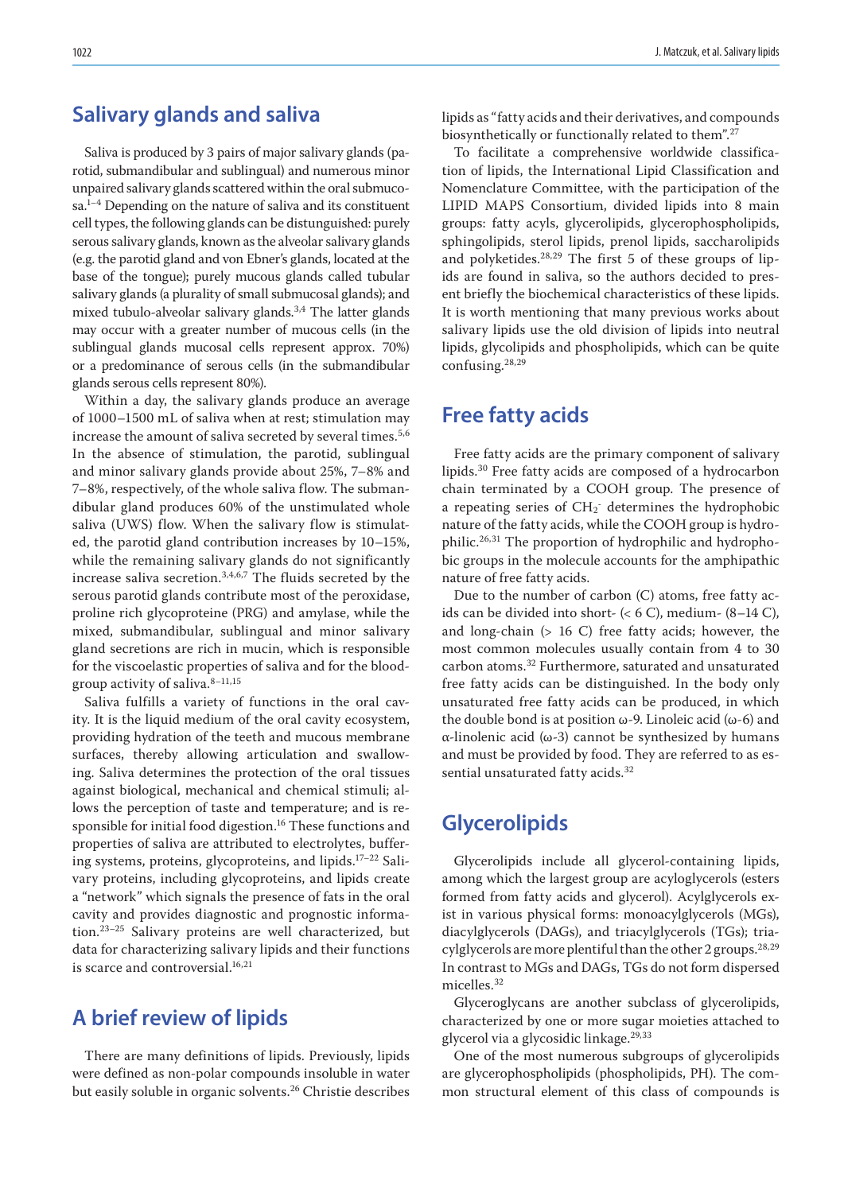## Salivary glands and saliva

Saliva is produced by 3 pairs of major salivary glands (parotid, submandibular and sublingual) and numerous minor unpaired salivary glands scattered within the oral submucosa.[1–4] Depending on the nature of saliva and its constituent cell types, the following glands can be distunguished: purely serous salivary glands, known as the alveolar salivary glands (e.g. the parotid gland and von Ebner's glands, located at the base of the tongue); purely mucous glands called tubular salivary glands (a plurality of small submucosal glands); and mixed tubulo-alveolar salivary glands.[3,4] The latter glands may occur with a greater number of mucous cells (in the sublingual glands mucosal cells represent approx. 70%) or a predominance of serous cells (in the submandibular glands serous cells represent 80%).

Within a day, the salivary glands produce an average of 1000–1500 mL of saliva when at rest; stimulation may increase the amount of saliva secreted by several times.[5,6] In the absence of stimulation, the parotid, sublingual and minor salivary glands provide about 25%, 7–8% and 7–8%, respectively, of the whole saliva flow. The submandibular gland produces 60% of the unstimulated whole saliva (UWS) flow. When the salivary flow is stimulated, the parotid gland contribution increases by 10–15%, while the remaining salivary glands do not significantly increase saliva secretion.[3,4,6,7] The fluids secreted by the serous parotid glands contribute most of the peroxidase, proline rich glycoproteine (PRG) and amylase, while the mixed, submandibular, sublingual and minor salivary gland secretions are rich in mucin, which is responsible for the viscoelastic properties of saliva and for the blood-group activity of saliva.[8–11,15]

Saliva fulfills a variety of functions in the oral cavity. It is the liquid medium of the oral cavity ecosystem, providing hydration of the teeth and mucous membrane surfaces, thereby allowing articulation and swallowing. Saliva determines the protection of the oral tissues against biological, mechanical and chemical stimuli; allows the perception of taste and temperature; and is responsible for initial food digestion.[16] These functions and properties of saliva are attributed to electrolytes, buffering systems, proteins, glycoproteins, and lipids.[17–22] Salivary proteins, including glycoproteins, and lipids create a "network" which signals the presence of fats in the oral cavity and provides diagnostic and prognostic information.[23–25] Salivary proteins are well characterized, but data for characterizing salivary lipids and their functions is scarce and controversial.[16,21]

## A brief review of lipids

There are many definitions of lipids. Previously, lipids were defined as non-polar compounds insoluble in water but easily soluble in organic solvents.[26] Christie describes lipids as "fatty acids and their derivatives, and compounds biosynthetically or functionally related to them".[27]

To facilitate a comprehensive worldwide classification of lipids, the International Lipid Classification and Nomenclature Committee, with the participation of the LIPID MAPS Consortium, divided lipids into 8 main groups: fatty acyls, glycerolipids, glycerophospholipids, sphingolipids, sterol lipids, prenol lipids, saccharolipids and polyketides.[28,29] The first 5 of these groups of lipids are found in saliva, so the authors decided to present briefly the biochemical characteristics of these lipids. It is worth mentioning that many previous works about salivary lipids use the old division of lipids into neutral lipids, glycolipids and phospholipids, which can be quite confusing.[28,29]

## Free fatty acids

Free fatty acids are the primary component of salivary lipids.[30] Free fatty acids are composed of a hydrocarbon chain terminated by a COOH group. The presence of a repeating series of $CH_2^-$ determines the hydrophobic nature of the fatty acids, while the COOH group is hydrophilic.[26,31] The proportion of hydrophilic and hydrophobic groups in the molecule accounts for the amphipathic nature of free fatty acids.

Due to the number of carbon (C) atoms, free fatty acids can be divided into short- (< 6 C), medium- (8–14 C), and long-chain (> 16 C) free fatty acids; however, the most common molecules usually contain from 4 to 30 carbon atoms.[32] Furthermore, saturated and unsaturated free fatty acids can be distinguished. In the body only unsaturated free fatty acids can be produced, in which the double bond is at position ω-9. Linoleic acid (ω-6) and α-linolenic acid (ω-3) cannot be synthesized by humans and must be provided by food. They are referred to as essential unsaturated fatty acids.[32]

## Glycerolipids

Glycerolipids include all glycerol-containing lipids, among which the largest group are acyloglycerols (esters formed from fatty acids and glycerol). Acylglycerols exist in various physical forms: monoacylglycerols (MGs), diacylglycerols (DAGs), and triacylglycerols (TGs); triacylglycerols are more plentiful than the other 2 groups.[28,29] In contrast to MGs and DAGs, TGs do not form dispersed micelles.[32]

Glyceroglycans are another subclass of glycerolipids, characterized by one or more sugar moieties attached to glycerol via a glycosidic linkage.[29,33]

One of the most numerous subgroups of glycerolipids are glycerophospholipids (phospholipids, PH). The common structural element of this class of compounds is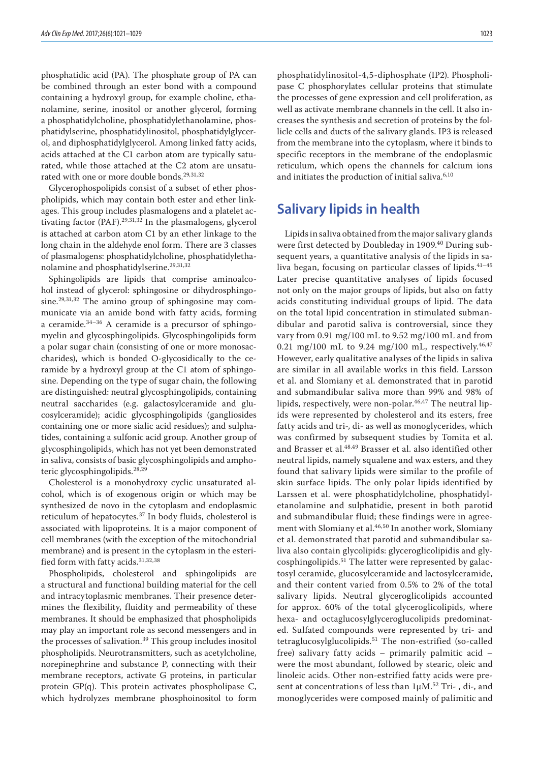phosphatidic acid (PA). The phosphate group of PA can be combined through an ester bond with a compound containing a hydroxyl group, for example choline, ethanolamine, serine, inositol or another glycerol, forming a phosphatidylcholine, phosphatidylethanolamine, phosphatidylserine, phosphatidylinositol, phosphatidylglycerol, and diphosphatidylglycerol. Among linked fatty acids, acids attached at the C1 carbon atom are typically saturated, while those attached at the C2 atom are unsaturated with one or more double bonds.[29,31,32]

Glycerophospholipids consist of a subset of ether phospholipids, which may contain both ester and ether linkages. This group includes plasmalogens and a platelet activating factor (PAF).[29,31,32] In the plasmalogens, glycerol is attached at carbon atom C1 by an ether linkage to the long chain in the aldehyde enol form. There are 3 classes of plasmalogens: phosphatidylcholine, phosphatidylethanolamine and phosphatidylserine.[29,31,32]

Sphingolipids are lipids that comprise aminoalcohol instead of glycerol: sphingosine or dihydrosphingosine.[29,31,32] The amino group of sphingosine may communicate via an amide bond with fatty acids, forming a ceramide.[34–36] A ceramide is a precursor of sphingomyelin and glycosphingolipids. Glycosphingolipids form a polar sugar chain (consisting of one or more monosaccharides), which is bonded O-glycosidically to the ceramide by a hydroxyl group at the C1 atom of sphingosine. Depending on the type of sugar chain, the following are distinguished: neutral glycosphingolipids, containing neutral saccharides (e.g. galactosylceramide and glucosylceramide); acidic glycosphingolipids (gangliosides containing one or more sialic acid residues); and sulphatides, containing a sulfonic acid group. Another group of glycosphingolipids, which has not yet been demonstrated in saliva, consists of basic glycosphingolipids and amphoteric glycosphingolipids.[28,29]

Cholesterol is a monohydroxy cyclic unsaturated alcohol, which is of exogenous origin or which may be synthesized de novo in the cytoplasm and endoplasmic reticulum of hepatocytes.[37] In body fluids, cholesterol is associated with lipoproteins. It is a major component of cell membranes (with the exception of the mitochondrial membrane) and is present in the cytoplasm in the esterified form with fatty acids.[31,32,38]

Phospholipids, cholesterol and sphingolipids are a structural and functional building material for the cell and intracytoplasmic membranes. Their presence determines the flexibility, fluidity and permeability of these membranes. It should be emphasized that phospholipids may play an important role as second messengers and in the processes of salivation.[39] This group includes inositol phospholipids. Neurotransmitters, such as acetylcholine, norepinephrine and substance P, connecting with their membrane receptors, activate G proteins, in particular protein GP(q). This protein activates phospholipase C, which hydrolyzes membrane phosphoinositol to form phosphatidylinositol-4,5-diphosphate (IP2). Phospholipase C phosphorylates cellular proteins that stimulate the processes of gene expression and cell proliferation, as well as activate membrane channels in the cell. It also increases the synthesis and secretion of proteins by the follicle cells and ducts of the salivary glands. IP3 is released from the membrane into the cytoplasm, where it binds to specific receptors in the membrane of the endoplasmic reticulum, which opens the channels for calcium ions and initiates the production of initial saliva.[6,10]

## Salivary lipids in health

Lipids in saliva obtained from the major salivary glands were first detected by Doubleday in 1909.[40] During subsequent years, a quantitative analysis of the lipids in saliva began, focusing on particular classes of lipids.[41–45] Later precise quantitative analyses of lipids focused not only on the major groups of lipids, but also on fatty acids constituting individual groups of lipid. The data on the total lipid concentration in stimulated submandibular and parotid saliva is controversial, since they vary from 0.91 mg/100 mL to 9.52 mg/100 mL and from 0.21 mg/100 mL to 9.24 mg/100 mL, respectively.[46,47] However, early qualitative analyses of the lipids in saliva are similar in all available works in this field. Larsson et al. and Slomiany et al. demonstrated that in parotid and submandibular saliva more than 99% and 98% of lipids, respectively, were non-polar.[46,47] The neutral lipids were represented by cholesterol and its esters, free fatty acids and tri-, di- as well as monoglycerides, which was confirmed by subsequent studies by Tomita et al. and Brasser et al.[48,49] Brasser et al. also identified other neutral lipids, namely squalene and wax esters, and they found that salivary lipids were similar to the profile of skin surface lipids. The only polar lipids identified by Larssen et al. were phosphatidylcholine, phosphatidyletanolamine and sulphatidie, present in both parotid and submandibular fluid; these findings were in agreement with Slomiany et al.[46,50] In another work, Slomiany et al. demonstrated that parotid and submandibular saliva also contain glycolipids: glyceroglicolipidis and glycosphingolipids.[51] The latter were represented by galactosyl ceramide, glucosylceramide and lactosylceramide, and their content varied from 0.5% to 2% of the total salivary lipids. Neutral glyceroglicolipids accounted for approx. 60% of the total glyceroglicolipids, where hexa- and octaglucosylglyceroglucolipids predominated. Sulfated compounds were represented by tri- and tetraglucosylglucolipids.[51] The non-estrified (so-called free) salivary fatty acids – primarily palmitic acid – were the most abundant, followed by stearic, oleic and linoleic acids. Other non-estrified fatty acids were present at concentrations of less than 1μM.[52] Tri- , di-, and monoglycerides were composed mainly of palimitic and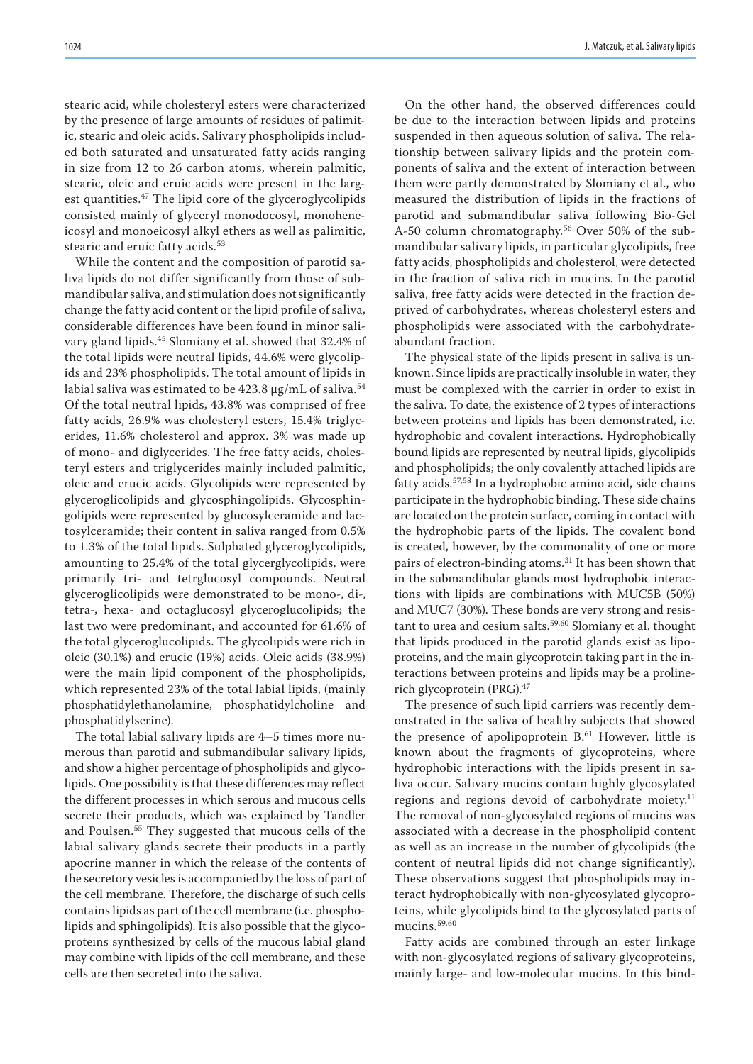stearic acid, while cholesteryl esters were characterized by the presence of large amounts of residues of palimitic, stearic and oleic acids. Salivary phospholipids included both saturated and unsaturated fatty acids ranging in size from 12 to 26 carbon atoms, wherein palmitic, stearic, oleic and eruic acids were present in the largest quantities.[47] The lipid core of the glyceroglycolipids consisted mainly of glyceryl monodocosyl, monoheneicosyl and monoeicosyl alkyl ethers as well as palimitic, stearic and eruic fatty acids.[53]

While the content and the composition of parotid saliva lipids do not differ significantly from those of submandibular saliva, and stimulation does not significantly change the fatty acid content or the lipid profile of saliva, considerable differences have been found in minor salivary gland lipids.[45] Slomiany et al. showed that 32.4% of the total lipids were neutral lipids, 44.6% were glycolipids and 23% phospholipids. The total amount of lipids in labial saliva was estimated to be 423.8 µg/mL of saliva.[54] Of the total neutral lipids, 43.8% was comprised of free fatty acids, 26.9% was cholesteryl esters, 15.4% triglycerides, 11.6% cholesterol and approx. 3% was made up of mono- and diglycerides. The free fatty acids, cholesteryl esters and triglycerides mainly included palmitic, oleic and erucic acids. Glycolipids were represented by glyceroglicolipids and glycosphingolipids. Glycosphingolipids were represented by glucosylceramide and lactosylceramide; their content in saliva ranged from 0.5% to 1.3% of the total lipids. Sulphated glyceroglycolipids, amounting to 25.4% of the total glycerglycolipids, were primarily tri- and tetrglucosyl compounds. Neutral glyceroglicolipids were demonstrated to be mono-, di-, tetra-, hexa- and octaglucosyl glyceroglucolipids; the last two were predominant, and accounted for 61.6% of the total glyceroglucolipids. The glycolipids were rich in oleic (30.1%) and erucic (19%) acids. Oleic acids (38.9%) were the main lipid component of the phospholipids, which represented 23% of the total labial lipids, (mainly phosphatidylethanolamine, phosphatidylcholine and phosphatidylserine).

The total labial salivary lipids are 4–5 times more numerous than parotid and submandibular salivary lipids, and show a higher percentage of phospholipids and glycolipids. One possibility is that these differences may reflect the different processes in which serous and mucous cells secrete their products, which was explained by Tandler and Poulsen.[55] They suggested that mucous cells of the labial salivary glands secrete their products in a partly apocrine manner in which the release of the contents of the secretory vesicles is accompanied by the loss of part of the cell membrane. Therefore, the discharge of such cells contains lipids as part of the cell membrane (i.e. phospholipids and sphingolipids). It is also possible that the glycoproteins synthesized by cells of the mucous labial gland may combine with lipids of the cell membrane, and these cells are then secreted into the saliva.

On the other hand, the observed differences could be due to the interaction between lipids and proteins suspended in then aqueous solution of saliva. The relationship between salivary lipids and the protein components of saliva and the extent of interaction between them were partly demonstrated by Slomiany et al., who measured the distribution of lipids in the fractions of parotid and submandibular saliva following Bio-Gel A-50 column chromatography.[56] Over 50% of the submandibular salivary lipids, in particular glycolipids, free fatty acids, phospholipids and cholesterol, were detected in the fraction of saliva rich in mucins. In the parotid saliva, free fatty acids were detected in the fraction deprived of carbohydrates, whereas cholesteryl esters and phospholipids were associated with the carbohydrate-abundant fraction.

The physical state of the lipids present in saliva is unknown. Since lipids are practically insoluble in water, they must be complexed with the carrier in order to exist in the saliva. To date, the existence of 2 types of interactions between proteins and lipids has been demonstrated, i.e. hydrophobic and covalent interactions. Hydrophobically bound lipids are represented by neutral lipids, glycolipids and phospholipids; the only covalently attached lipids are fatty acids.[57,58] In a hydrophobic amino acid, side chains participate in the hydrophobic binding. These side chains are located on the protein surface, coming in contact with the hydrophobic parts of the lipids. The covalent bond is created, however, by the commonality of one or more pairs of electron-binding atoms.[31] It has been shown that in the submandibular glands most hydrophobic interactions with lipids are combinations with MUC5B (50%) and MUC7 (30%). These bonds are very strong and resistant to urea and cesium salts.[59,60] Slomiany et al. thought that lipids produced in the parotid glands exist as lipoproteins, and the main glycoprotein taking part in the interactions between proteins and lipids may be a proline-rich glycoprotein (PRG).[47]

The presence of such lipid carriers was recently demonstrated in the saliva of healthy subjects that showed the presence of apolipoproteín B.[61] However, little is known about the fragments of glycoproteins, where hydrophobic interactions with the lipids present in saliva occur. Salivary mucins contain highly glycosylated regions and regions devoid of carbohydrate moiety.[11] The removal of non-glycosylated regions of mucins was associated with a decrease in the phospholipid content as well as an increase in the number of glycolipids (the content of neutral lipids did not change significantly). These observations suggest that phospholipids may interact hydrophobically with non-glycosylated glycoproteins, while glycolipids bind to the glycosylated parts of mucins.[59,60]

Fatty acids are combined through an ester linkage with non-glycosylated regions of salivary glycoproteins, mainly large- and low-molecular mucins. In this bind-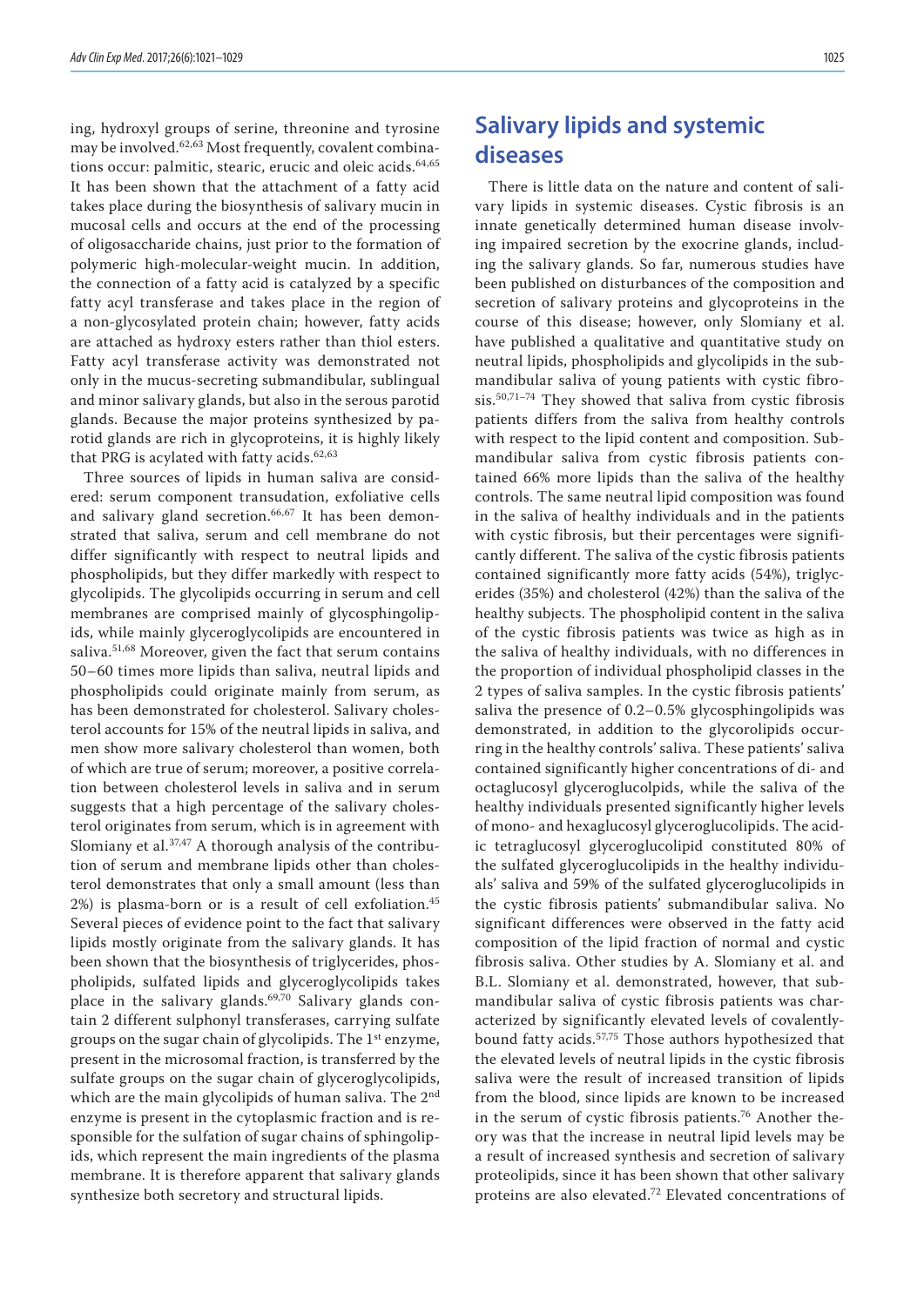ing, hydroxyl groups of serine, threonine and tyrosine may be involved.[62,63] Most frequently, covalent combinations occur: palmitic, stearic, erucic and oleic acids.[64,65] It has been shown that the attachment of a fatty acid takes place during the biosynthesis of salivary mucin in mucosal cells and occurs at the end of the processing of oligosaccharide chains, just prior to the formation of polymeric high-molecular-weight mucin. In addition, the connection of a fatty acid is catalyzed by a specific fatty acyl transferase and takes place in the region of a non-glycosylated protein chain; however, fatty acids are attached as hydroxy esters rather than thiol esters. Fatty acyl transferase activity was demonstrated not only in the mucus-secreting submandibular, sublingual and minor salivary glands, but also in the serous parotid glands. Because the major proteins synthesized by parotid glands are rich in glycoproteins, it is highly likely that PRG is acylated with fatty acids.[62,63]

Three sources of lipids in human saliva are considered: serum component transudation, exfoliative cells and salivary gland secretion.[66,67] It has been demonstrated that saliva, serum and cell membrane do not differ significantly with respect to neutral lipids and phospholipids, but they differ markedly with respect to glycolipids. The glycolipids occurring in serum and cell membranes are comprised mainly of glycosphingolipids, while mainly glyceroglycolipids are encountered in saliva.[51,68] Moreover, given the fact that serum contains 50–60 times more lipids than saliva, neutral lipids and phospholipids could originate mainly from serum, as has been demonstrated for cholesterol. Salivary cholesterol accounts for 15% of the neutral lipids in saliva, and men show more salivary cholesterol than women, both of which are true of serum; moreover, a positive correlation between cholesterol levels in saliva and in serum suggests that a high percentage of the salivary cholesterol originates from serum, which is in agreement with Slomiany et al.[37,47] A thorough analysis of the contribution of serum and membrane lipids other than cholesterol demonstrates that only a small amount (less than 2%) is plasma-born or is a result of cell exfoliation.[45] Several pieces of evidence point to the fact that salivary lipids mostly originate from the salivary glands. It has been shown that the biosynthesis of triglycerides, phospholipids, sulfated lipids and glyceroglycolipids takes place in the salivary glands.[69,70] Salivary glands contain 2 different sulphonyl transferases, carrying sulfate groups on the sugar chain of glycolipids. The 1st enzyme, present in the microsomal fraction, is transferred by the sulfate groups on the sugar chain of glyceroglycolipids, which are the main glycolipids of human saliva. The 2nd enzyme is present in the cytoplasmic fraction and is responsible for the sulfation of sugar chains of sphingolipids, which represent the main ingredients of the plasma membrane. It is therefore apparent that salivary glands synthesize both secretory and structural lipids.

## Salivary lipids and systemic diseases

There is little data on the nature and content of salivary lipids in systemic diseases. Cystic fibrosis is an innate genetically determined human disease involving impaired secretion by the exocrine glands, including the salivary glands. So far, numerous studies have been published on disturbances of the composition and secretion of salivary proteins and glycoproteins in the course of this disease; however, only Slomiany et al. have published a qualitative and quantitative study on neutral lipids, phospholipids and glycolipids in the submandibular saliva of young patients with cystic fibrosis.[50,71–74] They showed that saliva from cystic fibrosis patients differs from the saliva from healthy controls with respect to the lipid content and composition. Submandibular saliva from cystic fibrosis patients contained 66% more lipids than the saliva of the healthy controls. The same neutral lipid composition was found in the saliva of healthy individuals and in the patients with cystic fibrosis, but their percentages were significantly different. The saliva of the cystic fibrosis patients contained significantly more fatty acids (54%), triglycerides (35%) and cholesterol (42%) than the saliva of the healthy subjects. The phospholipid content in the saliva of the cystic fibrosis patients was twice as high as in the saliva of healthy individuals, with no differences in the proportion of individual phospholipid classes in the 2 types of saliva samples. In the cystic fibrosis patients' saliva the presence of 0.2–0.5% glycosphingolipids was demonstrated, in addition to the glycorolipids occurring in the healthy controls' saliva. These patients' saliva contained significantly higher concentrations of di- and octaglucosyl glyceroglucolpids, while the saliva of the healthy individuals presented significantly higher levels of mono- and hexaglucosyl glyceroglucolipids. The acidic tetraglucosyl glyceroglucolipid constituted 80% of the sulfated glyceroglucolipids in the healthy individuals' saliva and 59% of the sulfated glyceroglucolipids in the cystic fibrosis patients' submandibular saliva. No significant differences were observed in the fatty acid composition of the lipid fraction of normal and cystic fibrosis saliva. Other studies by A. Slomiany et al. and B.L. Slomiany et al. demonstrated, however, that submandibular saliva of cystic fibrosis patients was characterized by significantly elevated levels of covalently-bound fatty acids.[57,75] Those authors hypothesized that the elevated levels of neutral lipids in the cystic fibrosis saliva were the result of increased transition of lipids from the blood, since lipids are known to be increased in the serum of cystic fibrosis patients.[76] Another theory was that the increase in neutral lipid levels may be a result of increased synthesis and secretion of salivary proteolipids, since it has been shown that other salivary proteins are also elevated.[72] Elevated concentrations of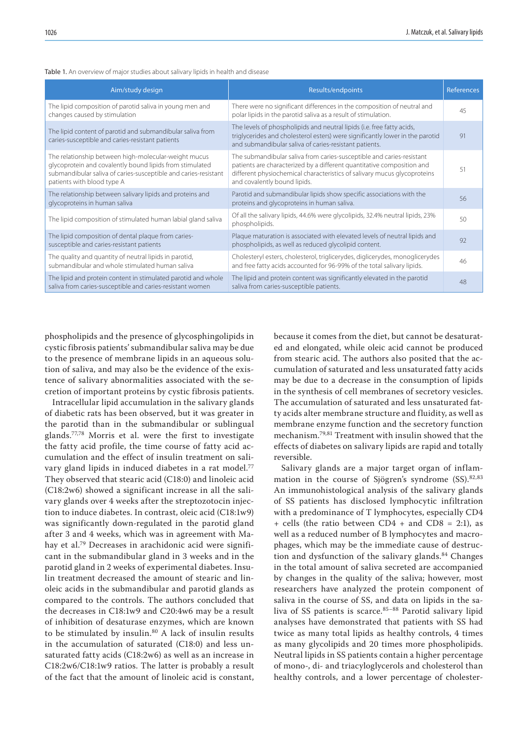Table 1. An overview of major studies about salivary lipids in health and disease

| Aim/study design | Results/endpoints | References |
|---|---|---|
| The lipid composition of parotid saliva in young men and changes caused by stimulation | There were no significant differences in the composition of neutral and polar lipids in the parotid saliva as a result of stimulation. | 45 |
| The lipid content of parotid and submandibular saliva from caries-susceptible and caries-resistant patients | The levels of phospholipids and neutral lipids (i.e. free fatty acids, triglycerides and cholesterol esters) were significantly lower in the parotid and submandibular saliva of caries-resistant patients. | 91 |
| The relationship between high-molecular-weight mucus glycoprotein and covalently bound lipids from stimulated submandibular saliva of caries-susceptible and caries-resistant patients with blood type A | The submandibular saliva from caries-susceptible and caries-resistant patients are characterized by a different quantitative composition and different physiochemical characteristics of salivary mucus glycoproteins and covalently bound lipids. | 51 |
| The relationship between salivary lipids and proteins and glycoproteins in human saliva | Parotid and submandibular lipids show specific associations with the proteins and glycoproteins in human saliva. | 56 |
| The lipid composition of stimulated human labial gland saliva | Of all the salivary lipids, 44.6% were glycolipids, 32.4% neutral lipids, 23% phospholipids. | 50 |
| The lipid composition of dental plaque from caries-susceptible and caries-resistant patients | Plaque maturation is associated with elevated levels of neutral lipids and phospholipids, as well as reduced glycolipid content. | 92 |
| The quality and quantity of neutral lipids in parotid, submandibular and whole stimulated human saliva | Cholesteryl esters, cholesterol, triglicerydes, diglicerydes, monoglicerydes and free fatty acids accounted for 96–99% of the total salivary lipids. | 46 |
| The lipid and protein content in stimulated parotid and whole saliva from caries-susceptible and caries-resistant women | The lipid and protein content was significantly elevated in the parotid saliva from caries-susceptible patients. | 48 |

phospholipids and the presence of glycosphingolipids in cystic fibrosis patients' submandibular saliva may be due to the presence of membrane lipids in an aqueous solution of saliva, and may also be the evidence of the existence of salivary abnormalities associated with the secretion of important proteins by cystic fibrosis patients.

Intracellular lipid accumulation in the salivary glands of diabetic rats has been observed, but it was greater in the parotid than in the submandibular or sublingual glands.[77,78] Morris et al. were the first to investigate the fatty acid profile, the time course of fatty acid accumulation and the effect of insulin treatment on salivary gland lipids in induced diabetes in a rat model.[77] They observed that stearic acid (C18:0) and linoleic acid (C18:2w6) showed a significant increase in all the salivary glands over 4 weeks after the streptozotocin injection to induce diabetes. In contrast, oleic acid (C18:1w9) was significantly down-regulated in the parotid gland after 3 and 4 weeks, which was in agreement with Mahay et al.[79] Decreases in arachidonic acid were significant in the submandibular gland in 3 weeks and in the parotid gland in 2 weeks of experimental diabetes. Insulin treatment decreased the amount of stearic and linoleic acids in the submandibular and parotid glands as compared to the controls. The authors concluded that the decreases in C18:1w9 and C20:4w6 may be a result of inhibition of desaturase enzymes, which are known to be stimulated by insulin.[80] A lack of insulin results in the accumulation of saturated (C18:0) and less unsaturated fatty acids (C18:2w6) as well as an increase in C18:2w6/C18:1w9 ratios. The latter is probably a result of the fact that the amount of linoleic acid is constant, because it comes from the diet, but cannot be desaturated and elongated, while oleic acid cannot be produced from stearic acid. The authors also posited that the accumulation of saturated and less unsaturated fatty acids may be due to a decrease in the consumption of lipids in the synthesis of cell membranes of secretory vesicles. The accumulation of saturated and less unsaturated fatty acids alter membrane structure and fluidity, as well as membrane enzyme function and the secretory function mechanism.[79,81] Treatment with insulin showed that the effects of diabetes on salivary lipids are rapid and totally reversible.

Salivary glands are a major target organ of inflammation in the course of Sjögren's syndrome (SS).[82,83] An immunohistological analysis of the salivary glands of SS patients has disclosed lymphocytic infiltration with a predominance of T lymphocytes, especially CD4 + cells (the ratio between CD4 + and CD8 = 2:1), as well as a reduced number of B lymphocytes and macrophages, which may be the immediate cause of destruction and dysfunction of the salivary glands.[84] Changes in the total amount of saliva secreted are accompanied by changes in the quality of the saliva; however, most researchers have analyzed the protein component of saliva in the course of SS, and data on lipids in the saliva of SS patients is scarce.[85–88] Parotid salivary lipid analyses have demonstrated that patients with SS had twice as many total lipids as healthy controls, 4 times as many glycolipids and 20 times more phospholipids. Neutral lipids in SS patients contain a higher percentage of mono-, di- and triacylglycerols and cholesterol than healthy controls, and a lower percentage of cholester-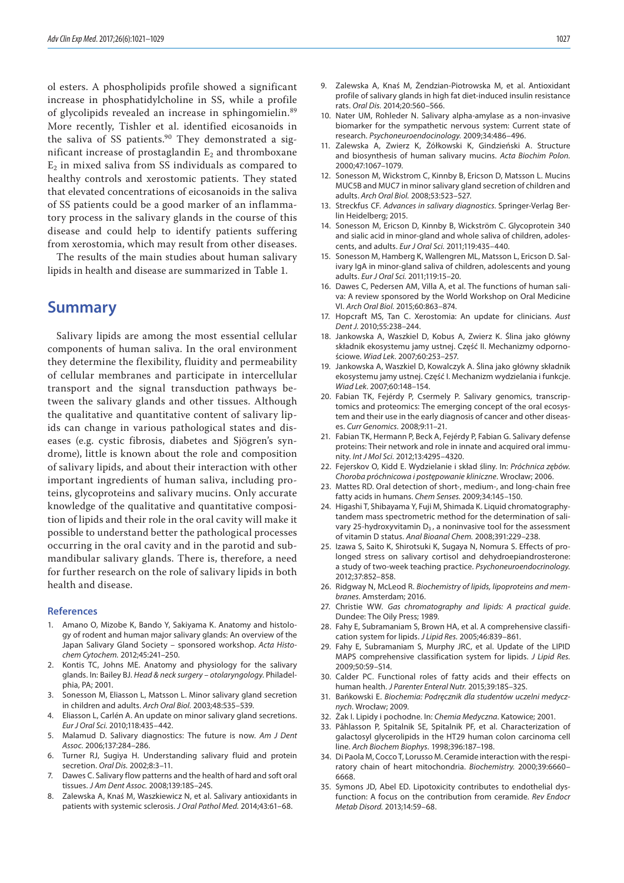ol esters. A phospholipids profile showed a significant increase in phosphatidylcholine in SS, while a profile of glycolipids revealed an increase in sphingomielin.[89] More recently, Tishler et al. identified eicosanoids in the saliva of SS patients.[90] They demonstrated a significant increase of prostaglandin $E_2$ and thromboxane $E_2$ in mixed saliva from SS individuals as compared to healthy controls and xerostomic patients. They stated that elevated concentrations of eicosanoids in the saliva of SS patients could be a good marker of an inflammatory process in the salivary glands in the course of this disease and could help to identify patients suffering from xerostomia, which may result from other diseases.

The results of the main studies about human salivary lipids in health and disease are summarized in Table 1.

## Summary

Salivary lipids are among the most essential cellular components of human saliva. In the oral environment they determine the flexibility, fluidity and permeability of cellular membranes and participate in intercellular transport and the signal transduction pathways between the salivary glands and other tissues. Although the qualitative and quantitative content of salivary lipids can change in various pathological states and diseases (e.g. cystic fibrosis, diabetes and Sjögren's syndrome), little is known about the role and composition of salivary lipids, and about their interaction with other important ingredients of human saliva, including proteins, glycoproteins and salivary mucins. Only accurate knowledge of the qualitative and quantitative composition of lipids and their role in the oral cavity will make it possible to understand better the pathological processes occurring in the oral cavity and in the parotid and submandibular salivary glands. There is, therefore, a need for further research on the role of salivary lipids in both health and disease.

### References

1. Amano O, Mizobe K, Bando Y, Sakiyama K. Anatomy and histology of rodent and human major salivary glands: An overview of the Japan Salivary Gland Society – sponsored workshop. *Acta Histochem Cytochem.* 2012;45:241–250.
2. Kontis TC, Johns ME. Anatomy and physiology for the salivary glands. In: Bailey BJ. *Head & neck surgery – otolaryngology.* Philadelphia, PA; 2001.
3. Sonesson M, Eliasson L, Matsson L. Minor salivary gland secretion in children and adults. *Arch Oral Biol.* 2003;48:535–539.
4. Eliasson L, Carlén A. An update on minor salivary gland secretions. *Eur J Oral Sci.* 2010;118:435–442.
5. Malamud D. Salivary diagnostics: The future is now. *Am J Dent Assoc.* 2006;137:284–286.
6. Turner RJ, Sugiya H. Understanding salivary fluid and protein secretion. *Oral Dis.* 2002;8:3–11.
7. Dawes C. Salivary flow patterns and the health of hard and soft oral tissues. *J Am Dent Assoc.* 2008;139:18S–24S.
8. Zalewska A, Knaś M, Waszkiewicz N, et al. Salivary antioxidants in patients with systemic sclerosis. *J Oral Pathol Med.* 2014;43:61–68.
9. Zalewska A, Knaś M, Żendzian-Piotrowska M, et al. Antioxidant profile of salivary glands in high fat diet-induced insulin resistance rats. *Oral Dis.* 2014;20:560–566.
10. Nater UM, Rohleder N. Salivary alpha-amylase as a non-invasive biomarker for the sympathetic nervous system: Current state of research. *Psychoneuroendocinology.* 2009;34:486–496.
11. Zalewska A, Zwierz K, Żółkowski K, Gindzieński A. Structure and biosynthesis of human salivary mucins. *Acta Biochim Polon.* 2000;47:1067–1079.
12. Sonesson M, Wickstrom C, Kinnby B, Ericson D, Matsson L. Mucins MUC5B and MUC7 in minor salivary gland secretion of children and adults. *Arch Oral Biol.* 2008;53:523–527.
13. Streckfus CF. *Advances in salivary diagnostics*. Springer-Verlag Berlin Heidelberg; 2015.
14. Sonesson M, Ericson D, Kinnby B, Wickström C. Glycoprotein 340 and sialic acid in minor-gland and whole saliva of children, adolescents, and adults. *Eur J Oral Sci.* 2011;119:435–440.
15. Sonesson M, Hamberg K, Wallengren ML, Matsson L, Ericson D. Salivary IgA in minor-gland saliva of children, adolescents and young adults. *Eur J Oral Sci.* 2011;119:15–20.
16. Dawes C, Pedersen AM, Villa A, et al. The functions of human saliva: A review sponsored by the World Workshop on Oral Medicine VI. *Arch Oral Biol.* 2015;60:863–874.
17. Hopcraft MS, Tan C. Xerostomia: An update for clinicians. *Aust Dent J.* 2010;55:238–244.
18. Jankowska A, Waszkiel D, Kobus A, Zwierz K. Ślina jako główny składnik ekosystemu jamy ustnej. Część II. Mechanizmy odpornościowe. *Wiad Lek.* 2007;60:253–257.
19. Jankowska A, Waszkiel D, Kowalczyk A. Ślina jako główny składnik ekosystemu jamy ustnej. Część I. Mechanizm wydzielania i funkcje. *Wiad Lek*. 2007;60:148–154.
20. Fabian TK, Fejérdy P, Csermely P. Salivary genomics, transcriptomics and proteomics: The emerging concept of the oral ecosystem and their use in the early diagnosis of cancer and other diseases. *Curr Genomics.* 2008;9:11–21.
21. Fabian TK, Hermann P, Beck A, Fejérdy P, Fabian G. Salivary defense proteins: Their network and role in innate and acquired oral immunity. *Int J Mol Sci.* 2012;13:4295–4320.
22. Fejerskov O, Kidd E. Wydzielanie i skład śliny. In: *Próchnica zębów. Choroba próchnicowa i postępowanie kliniczne*. Wrocław; 2006.
23. Mattes RD. Oral detection of short-, medium-, and long-chain free fatty acids in humans. *Chem Senses.* 2009;34:145–150.
24. Higashi T, Shibayama Y, Fuji M, Shimada K. Liquid chromatography-tandem mass spectrometric method for the determination of salivary 25-hydroxyvitamin $D_3$, a noninvasive tool for the assessment of vitamin D status. *Anal Bioanal Chem.* 2008;391:229–238.
25. Izawa S, Saito K, Shirotsuki K, Sugaya N, Nomura S. Effects of prolonged stress on salivary cortisol and dehydroepiandrosterone: a study of two-week teaching practice. *Psychoneuroendocrinology.* 2012;37:852–858.
26. Ridgway N, McLeod R. *Biochemistry of lipids, lipoproteins and membranes*. Amsterdam; 2016.
27. Christie WW. *Gas chromatography and lipids: A practical guide*. Dundee: The Oily Press; 1989.
28. Fahy E, Subramaniam S, Brown HA, et al. A comprehensive classification system for lipids. *J Lipid Res.* 2005;46:839–861.
29. Fahy E, Subramaniam S, Murphy JRC, et al. Update of the LIPID MAPS comprehensive classification system for lipids. *J Lipid Res.* 2009;50:S9–S14.
30. Calder PC. Functional roles of fatty acids and their effects on human health. *J Parenter Enteral Nutr.* 2015;39:18S–32S.
31. Bańkowski E. *Biochemia: Podręcznik dla studentów uczelni medycznych*. Wrocław; 2009.
32. Żak I. Lipidy i pochodne. In: *Chemia Medyczna*. Katowice; 2001.
33. Påhlsson P, Spitalnik SE, Spitalnik PF, et al. Characterization of galactosyl glycerolipids in the HT29 human colon carcinoma cell line. *Arch Biochem Biophys*. 1998;396:187–198.
34. Di Paola M, Cocco T, Lorusso M. Ceramide interaction with the respiratory chain of heart mitochondria. *Biochemistry.* 2000;39:6660–6668.
35. Symons JD, Abel ED. Lipotoxicity contributes to endothelial dysfunction: A focus on the contribution from ceramide. *Rev Endocr Metab Disord.* 2013;14:59–68.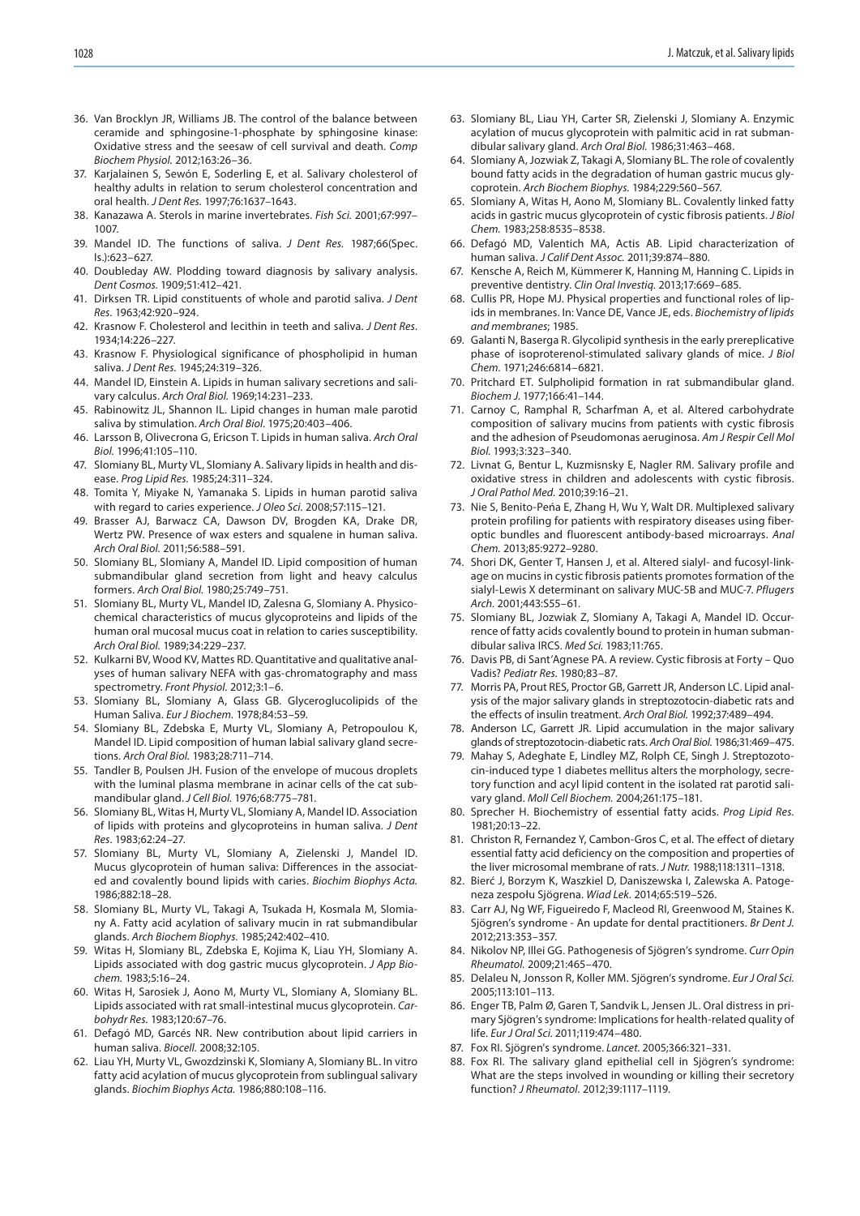36. Van Brocklyn JR, Williams JB. The control of the balance between ceramide and sphingosine-1-phosphate by sphingosine kinase: Oxidative stress and the seesaw of cell survival and death. *Comp Biochem Physiol.* 2012;163:26–36.
37. Karjalainen S, Sewón E, Soderling E, et al. Salivary cholesterol of healthy adults in relation to serum cholesterol concentration and oral health. *J Dent Res.* 1997;76:1637–1643.
38. Kanazawa A. Sterols in marine invertebrates. *Fish Sci.* 2001;67:997–1007.
39. Mandel ID. The functions of saliva. *J Dent Res.* 1987;66(Spec. Is.):623–627.
40. Doubleday AW. Plodding toward diagnosis by salivary analysis. *Dent Cosmos.* 1909;51:412–421.
41. Dirksen TR. Lipid constituents of whole and parotid saliva. *J Dent Res*. 1963;42:920–924.
42. Krasnow F. Cholesterol and lecithin in teeth and saliva. *J Dent Res*. 1934;14:226–227.
43. Krasnow F. Physiological significance of phospholipid in human saliva. *J Dent Res.* 1945;24:319–326.
44. Mandel ID, Einstein A. Lipids in human salivary secretions and salivary calculus. *Arch Oral Biol.* 1969;14:231–233.
45. Rabinowitz JL, Shannon IL. Lipid changes in human male parotid saliva by stimulation. *Arch Oral Biol.* 1975;20:403–406.
46. Larsson B, Olivecrona G, Ericson T. Lipids in human saliva. *Arch Oral Biol.* 1996;41:105–110.
47. Slomiany BL, Murty VL, Slomiany A. Salivary lipids in health and disease. *Prog Lipid Res.* 1985;24:311–324.
48. Tomita Y, Miyake N, Yamanaka S. Lipids in human parotid saliva with regard to caries experience. *J Oleo Sci.* 2008;57:115–121.
49. Brasser AJ, Barwacz CA, Dawson DV, Brogden KA, Drake DR, Wertz PW. Presence of wax esters and squalene in human saliva. *Arch Oral Biol.* 2011;56:588–591.
50. Slomiany BL, Slomiany A, Mandel ID. Lipid composition of human submandibular gland secretion from light and heavy calculus formers. *Arch Oral Biol.* 1980;25:749–751.
51. Slomiany BL, Murty VL, Mandel ID, Zalesna G, Slomiany A. Physicochemical characteristics of mucus glycoproteins and lipids of the human oral mucosal mucus coat in relation to caries susceptibility. *Arch Oral Biol.* 1989;34:229–237.
52. Kulkarni BV, Wood KV, Mattes RD. Quantitative and qualitative analyses of human salivary NEFA with gas-chromatography and mass spectrometry. *Front Physiol.* 2012;3:1–6.
53. Slomiany BL, Slomiany A, Glass GB. Glyceroglucolipids of the Human Saliva. *Eur J Biochem.* 1978;84:53–59.
54. Slomiany BL, Zdebska E, Murty VL, Slomiany A, Petropoulou K, Mandel ID. Lipid composition of human labial salivary gland secretions. *Arch Oral Biol.* 1983;28:711–714.
55. Tandler B, Poulsen JH. Fusion of the envelope of mucous droplets with the luminal plasma membrane in acinar cells of the cat submandibular gland. *J Cell Biol.* 1976;68:775–781.
56. Slomiany BL, Witas H, Murty VL, Slomiany A, Mandel ID. Association of lipids with proteins and glycoproteins in human saliva. *J Dent Res*. 1983;62:24–27.
57. Slomiany BL, Murty VL, Slomiany A, Zielenski J, Mandel ID. Mucus glycoprotein of human saliva: Differences in the associated and covalently bound lipids with caries. *Biochim Biophys Acta.* 1986;882:18–28.
58. Slomiany BL, Murty VL, Takagi A, Tsukada H, Kosmala M, Slomiany A. Fatty acid acylation of salivary mucin in rat submandibular glands. *Arch Biochem Biophys.* 1985;242:402–410.
59. Witas H, Slomiany BL, Zdebska E, Kojima K, Liau YH, Slomiany A. Lipids associated with dog gastric mucus glycoprotein. *J App Biochem.* 1983;5:16–24.
60. Witas H, Sarosiek J, Aono M, Murty VL, Slomiany A, Slomiany BL. Lipids associated with rat small-intestinal mucus glycoprotein. *Carbohydr Res.* 1983;120:67–76.
61. Defagó MD, Garcés NR. New contribution about lipid carriers in human saliva. *Biocell.* 2008;32:105.
62. Liau YH, Murty VL, Gwozdzinski K, Slomiany A, Slomiany BL. In vitro fatty acid acylation of mucus glycoprotein from sublingual salivary glands. *Biochim Biophys Acta.* 1986;880:108–116.
63. Slomiany BL, Liau YH, Carter SR, Zielenski J, Slomiany A. Enzymic acylation of mucus glycoprotein with palmitic acid in rat submandibular salivary gland. *Arch Oral Biol.* 1986;31:463–468.
64. Slomiany A, Jozwiak Z, Takagi A, Slomiany BL. The role of covalently bound fatty acids in the degradation of human gastric mucus glycoprotein. *Arch Biochem Biophys.* 1984;229:560–567.
65. Slomiany A, Witas H, Aono M, Slomiany BL. Covalently linked fatty acids in gastric mucus glycoprotein of cystic fibrosis patients. *J Biol Chem.* 1983;258:8535–8538.
66. Defagó MD, Valentich MA, Actis AB. Lipid characterization of human saliva. *J Calif Dent Assoc.* 2011;39:874–880.
67. Kensche A, Reich M, Kümmerer K, Hanning M, Hanning C. Lipids in preventive dentistry. *Clin Oral Investiq.* 2013;17:669–685.
68. Cullis PR, Hope MJ. Physical properties and functional roles of lipids in membranes. In: Vance DE, Vance JE, eds. *Biochemistry of lipids and membranes*; 1985.
69. Galanti N, Baserga R. Glycolipid synthesis in the early prereplicative phase of isoproterenol-stimulated salivary glands of mice. *J Biol Chem.* 1971;246:6814–6821.
70. Pritchard ET. Sulpholipid formation in rat submandibular gland. *Biochem J.* 1977;166:41–144.
71. Carnoy C, Ramphal R, Scharfman A, et al. Altered carbohydrate composition of salivary mucins from patients with cystic fibrosis and the adhesion of Pseudomonas aeruginosa. *Am J Respir Cell Mol Biol.* 1993;3:323–340.
72. Livnat G, Bentur L, Kuzmisnsky E, Nagler RM. Salivary profile and oxidative stress in children and adolescents with cystic fibrosis. *J Oral Pathol Med.* 2010;39:16–21.
73. Nie S, Benito-Peña E, Zhang H, Wu Y, Walt DR. Multiplexed salivary protein profiling for patients with respiratory diseases using fiber-optic bundles and fluorescent antibody-based microarrays. *Anal Chem.* 2013;85:9272–9280.
74. Shori DK, Genter T, Hansen J, et al. Altered sialyl- and fucosyl-linkage on mucins in cystic fibrosis patients promotes formation of the sialyl-Lewis X determinant on salivary MUC-5B and MUC-7. *Pflugers Arch.* 2001;443:S55–61.
75. Slomiany BL, Jozwiak Z, Slomiany A, Takagi A, Mandel ID. Occurrence of fatty acids covalently bound to protein in human submandibular saliva IRCS. *Med Sci.* 1983;11:765.
76. Davis PB, di Sant'Agnese PA. A review. Cystic fibrosis at Forty – Quo Vadis? *Pediatr Res.* 1980;83–87.
77. Morris PA, Prout RES, Proctor GB, Garrett JR, Anderson LC. Lipid analysis of the major salivary glands in streptozotocin-diabetic rats and the effects of insulin treatment. *Arch Oral Biol.* 1992;37:489–494.
78. Anderson LC, Garrett JR. Lipid accumulation in the major salivary glands of streptozotocin-diabetic rats. *Arch Oral Biol.* 1986;31:469–475.
79. Mahay S, Adeghate E, Lindley MZ, Rolph CE, Singh J. Streptozotocin-induced type 1 diabetes mellitus alters the morphology, secretory function and acyl lipid content in the isolated rat parotid salivary gland. *Moll Cell Biochem.* 2004;261:175–181.
80. Sprecher H. Biochemistry of essential fatty acids. *Prog Lipid Res.* 1981;20:13–22.
81. Christon R, Fernandez Y, Cambon-Gros C, et al. The effect of dietary essential fatty acid deficiency on the composition and properties of the liver microsomal membrane of rats. *J Nutr.* 1988;118:1311–1318.
82. Bierć J, Borzym K, Waszkiel D, Daniszewska I, Zalewska A. Patogeneza zespołu Sjögrena. *Wiad Lek.* 2014;65:519–526.
83. Carr AJ, Ng WF, Figueiredo F, Macleod RI, Greenwood M, Staines K. Sjögren's syndrome - An update for dental practitioners. *Br Dent J.* 2012;213:353–357.
84. Nikolov NP, Illei GG. Pathogenesis of Sjögren's syndrome. *Curr Opin Rheumatol.* 2009;21:465–470.
85. Delaleu N, Jonsson R, Koller MM. Sjögren's syndrome. *Eur J Oral Sci.* 2005;113:101–113.
86. Enger TB, Palm Ø, Garen T, Sandvik L, Jensen JL. Oral distress in primary Sjögren's syndrome: Implications for health-related quality of life. *Eur J Oral Sci.* 2011;119:474–480.
87. Fox RI. Sjögren's syndrome. *Lancet.* 2005;366:321–331.
88. Fox RI. The salivary gland epithelial cell in Sjögren's syndrome: What are the steps involved in wounding or killing their secretory function? *J Rheumatol.* 2012;39:1117–1119.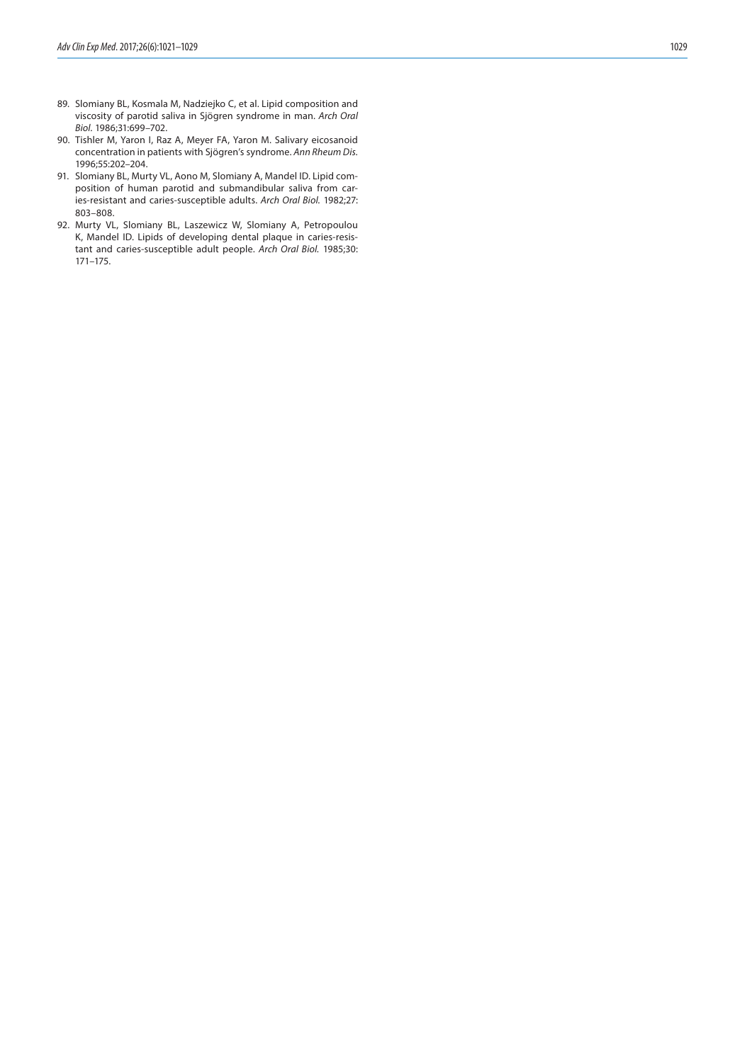89. Slomiany BL, Kosmala M, Nadziejko C, et al. Lipid composition and viscosity of parotid saliva in Sjögren syndrome in man. *Arch Oral Biol*. 1986;31:699–702.
90. Tishler M, Yaron I, Raz A, Meyer FA, Yaron M. Salivary eicosanoid concentration in patients with Sjögren's syndrome. *Ann Rheum Dis.* 1996;55:202–204.
91. Slomiany BL, Murty VL, Aono M, Slomiany A, Mandel ID. Lipid composition of human parotid and submandibular saliva from caries-resistant and caries-susceptible adults. *Arch Oral Biol.* 1982;27: 803–808.
92. Murty VL, Slomiany BL, Laszewicz W, Slomiany A, Petropoulou K, Mandel ID. Lipids of developing dental plaque in caries-resistant and caries-susceptible adult people. *Arch Oral Biol.* 1985;30: 171–175.